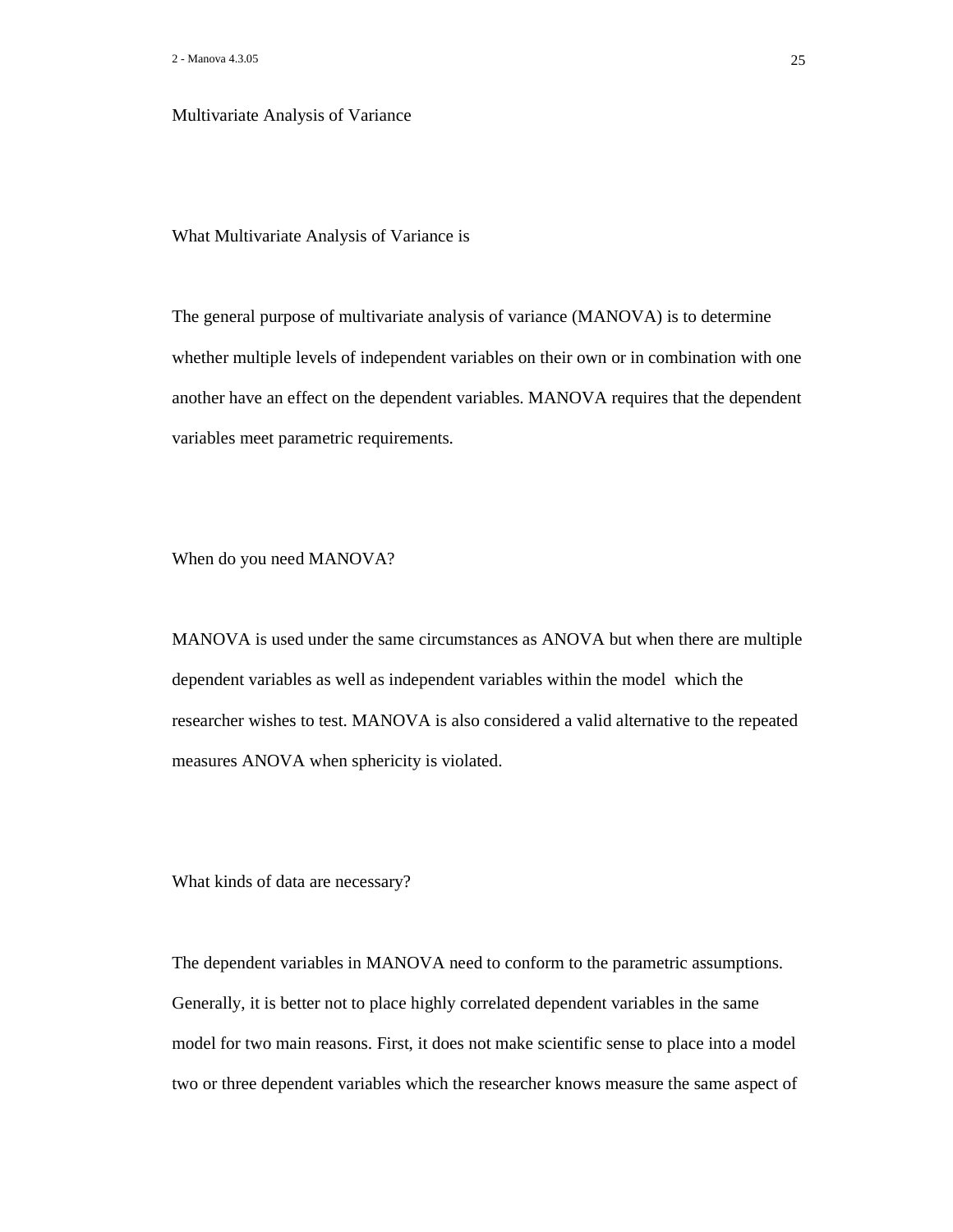# Multivariate Analysis of Variance

## What Multivariate Analysis of Variance is

The general purpose of multivariate analysis of variance (MANOVA) is to determine whether multiple levels of independent variables on their own or in combination with one another have an effect on the dependent variables. MANOVA requires that the dependent variables meet parametric requirements.

## When do you need MANOVA?

MANOVA is used under the same circumstances as ANOVA but when there are multiple dependent variables as well as independent variables within the model which the researcher wishes to test. MANOVA is also considered a valid alternative to the repeated measures ANOVA when sphericity is violated.

## What kinds of data are necessary?

The dependent variables in MANOVA need to conform to the parametric assumptions. Generally, it is better not to place highly correlated dependent variables in the same model for two main reasons. First, it does not make scientific sense to place into a model two or three dependent variables which the researcher knows measure the same aspect of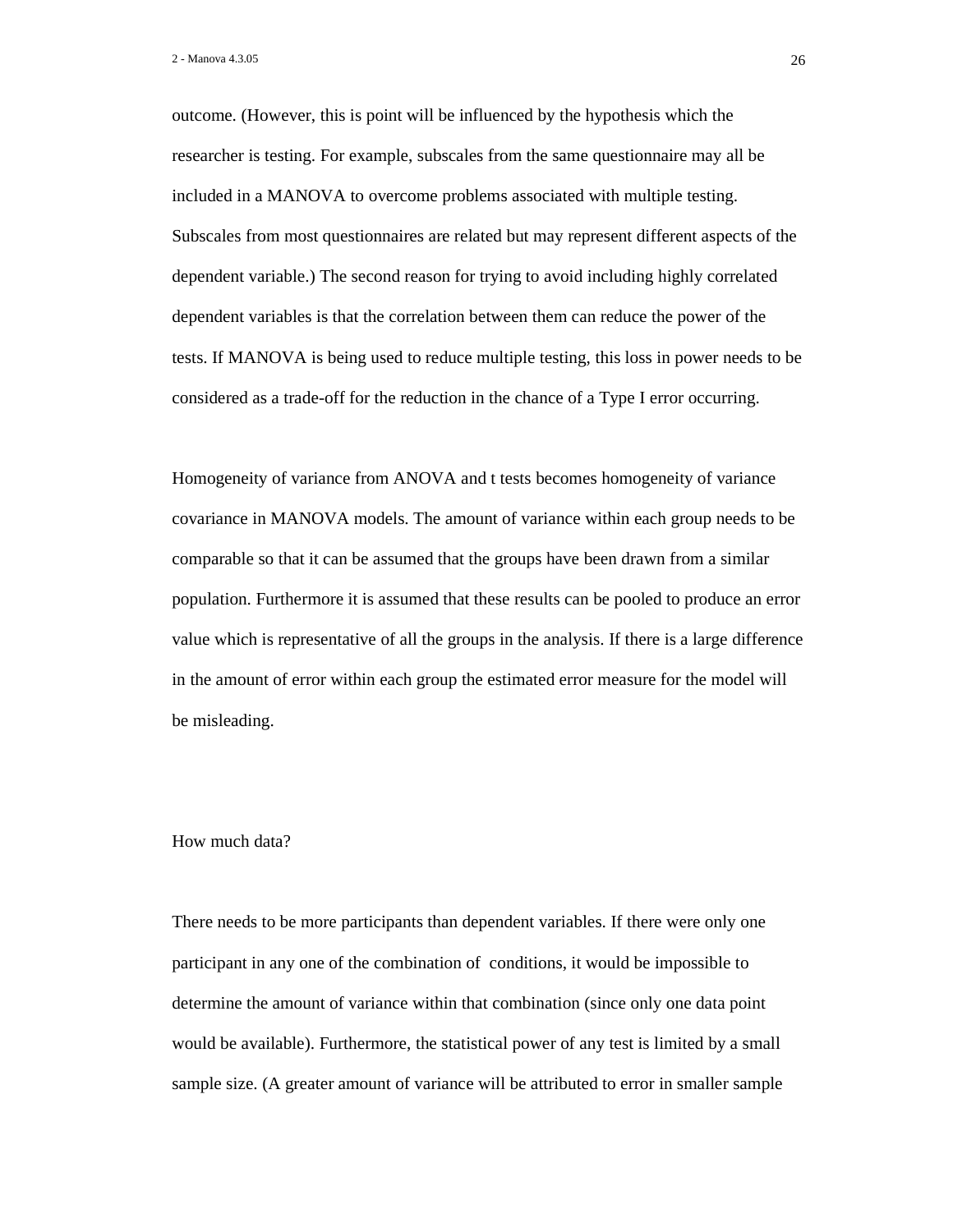outcome. (However, this is point will be influenced by the hypothesis which the researcher is testing. For example, subscales from the same questionnaire may all be included in a MANOVA to overcome problems associated with multiple testing. Subscales from most questionnaires are related but may represent different aspects of the dependent variable.) The second reason for trying to avoid including highly correlated dependent variables is that the correlation between them can reduce the power of the tests. If MANOVA is being used to reduce multiple testing, this loss in power needs to be considered as a trade-off for the reduction in the chance of a Type I error occurring.

Homogeneity of variance from ANOVA and t tests becomes homogeneity of variance covariance in MANOVA models. The amount of variance within each group needs to be comparable so that it can be assumed that the groups have been drawn from a similar population. Furthermore it is assumed that these results can be pooled to produce an error value which is representative of all the groups in the analysis. If there is a large difference in the amount of error within each group the estimated error measure for the model will be misleading.

## How much data?

There needs to be more participants than dependent variables. If there were only one participant in any one of the combination of conditions, it would be impossible to determine the amount of variance within that combination (since only one data point would be available). Furthermore, the statistical power of any test is limited by a small sample size. (A greater amount of variance will be attributed to error in smaller sample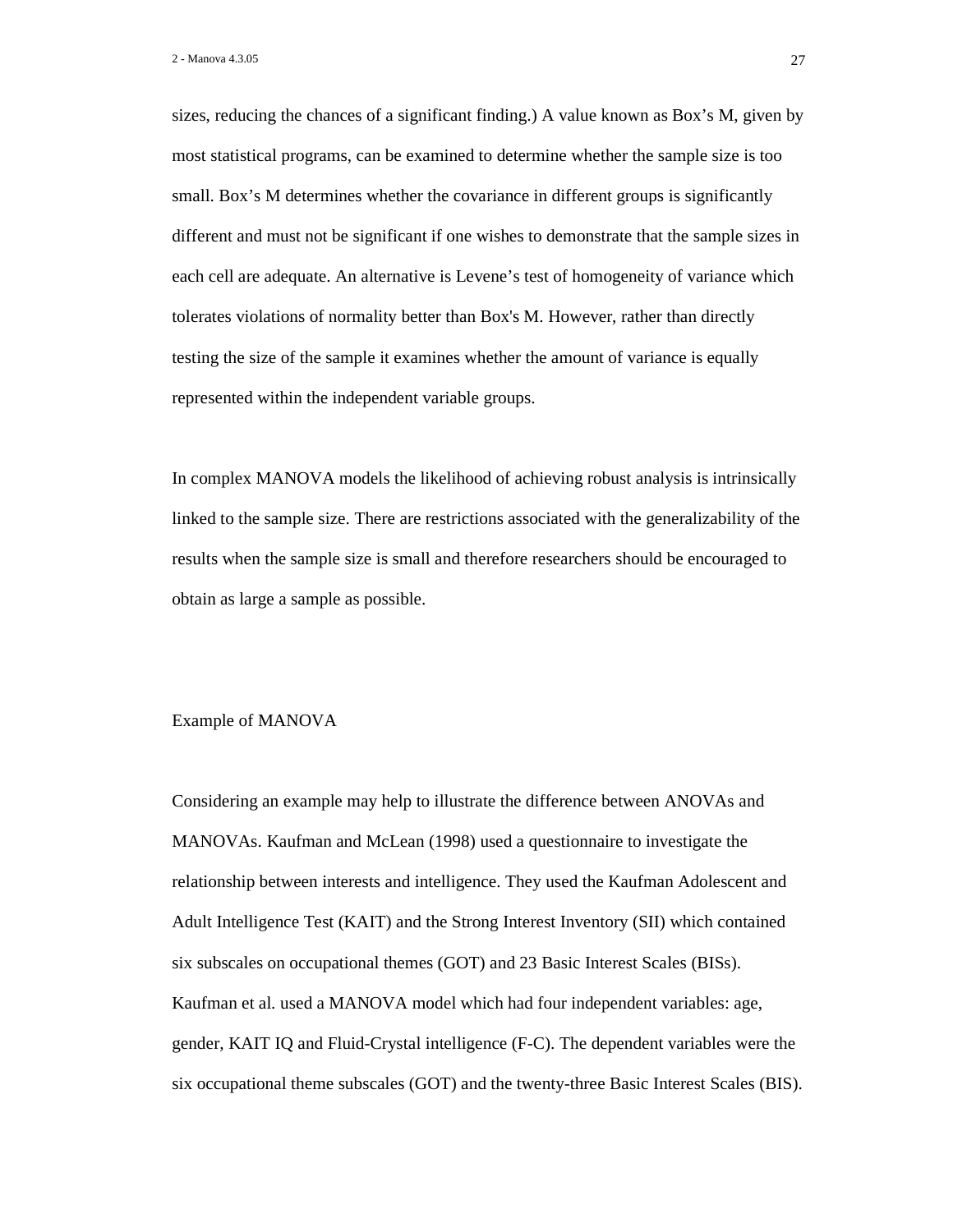sizes, reducing the chances of a significant finding.) A value known as Box's M, given by most statistical programs, can be examined to determine whether the sample size is too small. Box's M determines whether the covariance in different groups is significantly different and must not be significant if one wishes to demonstrate that the sample sizes in each cell are adequate. An alternative is Levene's test of homogeneity of variance which tolerates violations of normality better than Box's M. However, rather than directly testing the size of the sample it examines whether the amount of variance is equally represented within the independent variable groups.

In complex MANOVA models the likelihood of achieving robust analysis is intrinsically linked to the sample size. There are restrictions associated with the generalizability of the results when the sample size is small and therefore researchers should be encouraged to obtain as large a sample as possible.

## Example of MANOVA

Considering an example may help to illustrate the difference between ANOVAs and MANOVAs. Kaufman and McLean (1998) used a questionnaire to investigate the relationship between interests and intelligence. They used the Kaufman Adolescent and Adult Intelligence Test (KAIT) and the Strong Interest Inventory (SII) which contained six subscales on occupational themes (GOT) and 23 Basic Interest Scales (BISs). Kaufman et al. used a MANOVA model which had four independent variables: age, gender, KAIT IQ and Fluid-Crystal intelligence (F-C). The dependent variables were the six occupational theme subscales (GOT) and the twenty-three Basic Interest Scales (BIS).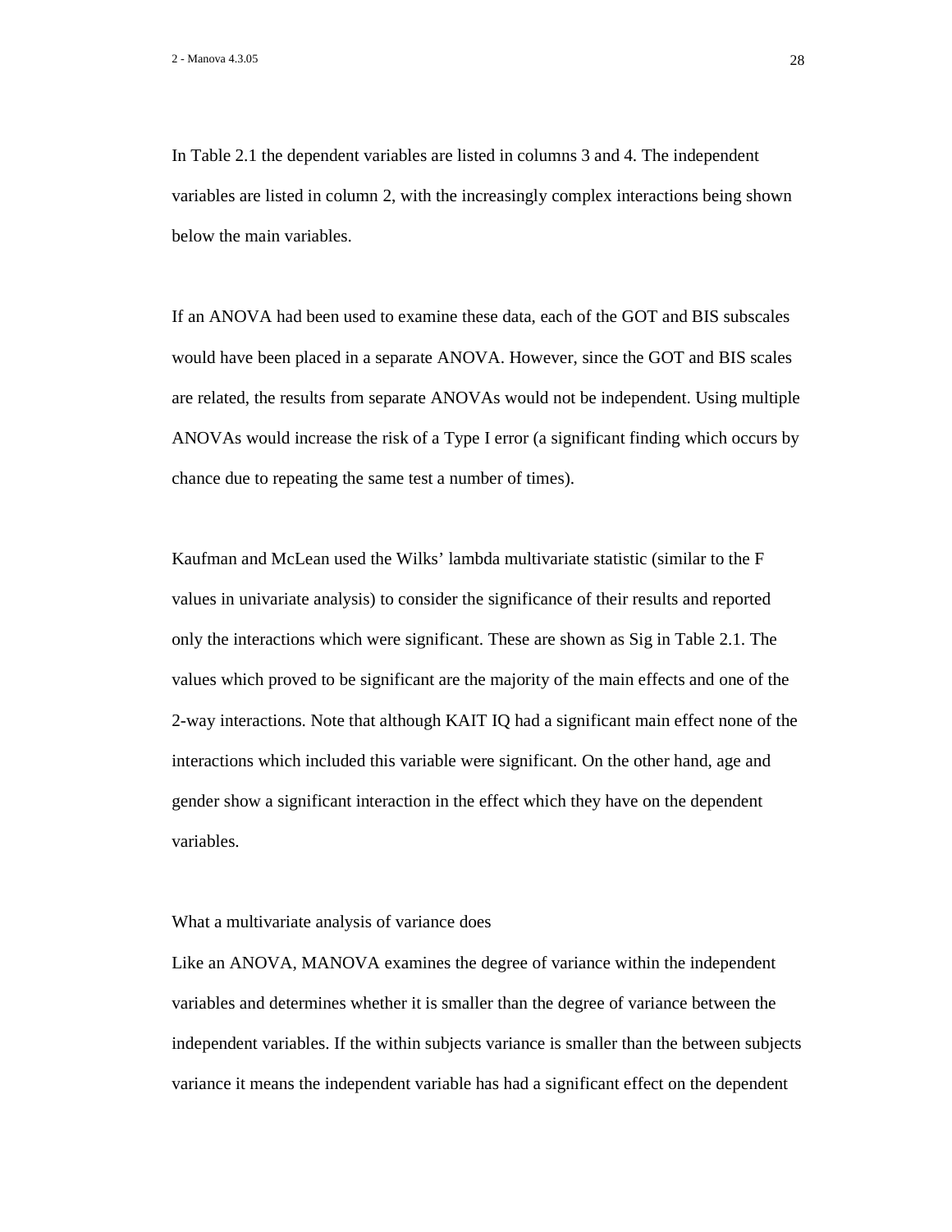In Table 2.1 the dependent variables are listed in columns 3 and 4. The independent variables are listed in column 2, with the increasingly complex interactions being shown below the main variables.

If an ANOVA had been used to examine these data, each of the GOT and BIS subscales would have been placed in a separate ANOVA. However, since the GOT and BIS scales are related, the results from separate ANOVAs would not be independent. Using multiple ANOVAs would increase the risk of a Type I error (a significant finding which occurs by chance due to repeating the same test a number of times).

Kaufman and McLean used the Wilks' lambda multivariate statistic (similar to the F values in univariate analysis) to consider the significance of their results and reported only the interactions which were significant. These are shown as Sig in Table 2.1. The values which proved to be significant are the majority of the main effects and one of the 2-way interactions. Note that although KAIT IQ had a significant main effect none of the interactions which included this variable were significant. On the other hand, age and gender show a significant interaction in the effect which they have on the dependent variables.

## What a multivariate analysis of variance does

Like an ANOVA, MANOVA examines the degree of variance within the independent variables and determines whether it is smaller than the degree of variance between the independent variables. If the within subjects variance is smaller than the between subjects variance it means the independent variable has had a significant effect on the dependent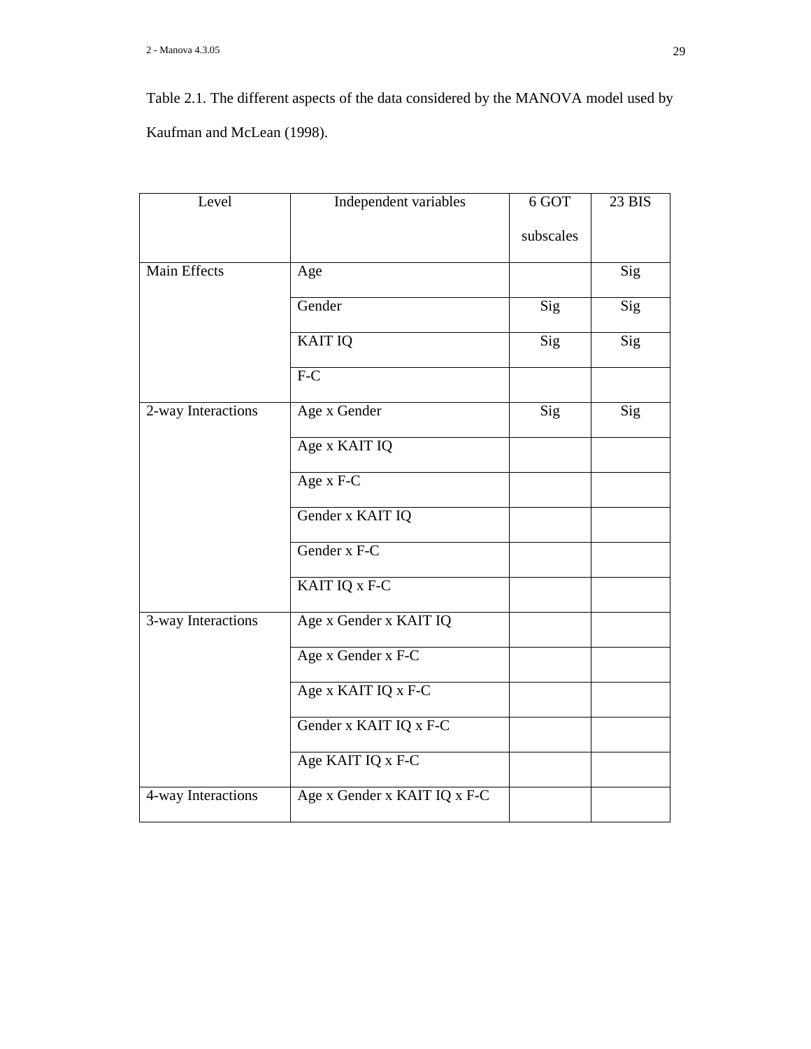Table 2.1. The different aspects of the data considered by the MANOVA model used by Kaufman and McLean (1998).

| Level | Independent variables | 6 GOT subscales | 23 BIS |
|---|---|---|---|
| Main Effects | Age | | Sig |
| | Gender | Sig | Sig |
| | KAIT IQ | Sig | Sig |
| | F-C | | |
| 2-way Interactions | Age x Gender | Sig | Sig |
| | Age x KAIT IQ | | |
| | Age x F-C | | |
| | Gender x KAIT IQ | | |
| | Gender x F-C | | |
| | KAIT IQ x F-C | | |
| 3-way Interactions | Age x Gender x KAIT IQ | | |
| | Age x Gender x F-C | | |
| | Age x KAIT IQ x F-C | | |
| | Gender x KAIT IQ x F-C | | |
| | Age KAIT IQ x F-C | | |
| 4-way Interactions | Age x Gender x KAIT IQ x F-C | | |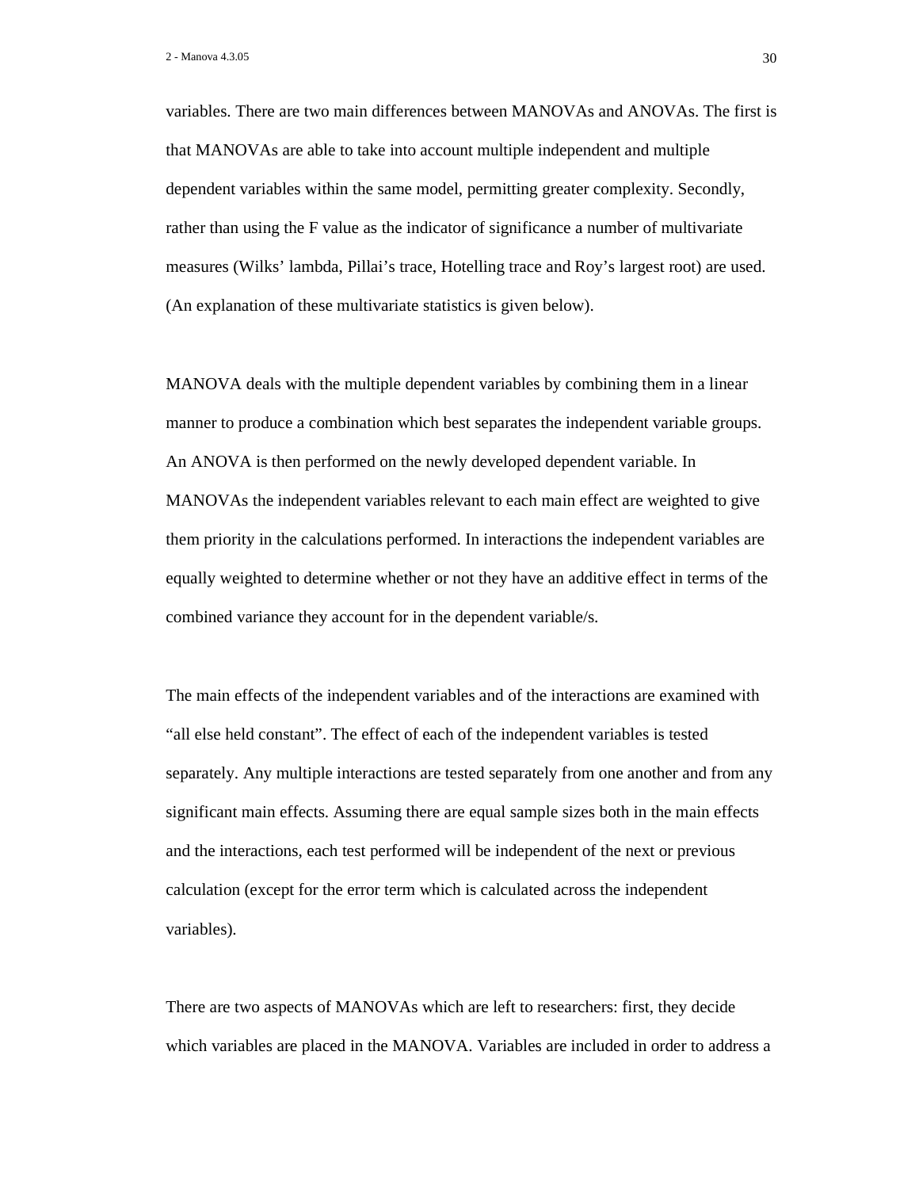variables. There are two main differences between MANOVAs and ANOVAs. The first is that MANOVAs are able to take into account multiple independent and multiple dependent variables within the same model, permitting greater complexity. Secondly, rather than using the F value as the indicator of significance a number of multivariate measures (Wilks' lambda, Pillai's trace, Hotelling trace and Roy's largest root) are used. (An explanation of these multivariate statistics is given below).

MANOVA deals with the multiple dependent variables by combining them in a linear manner to produce a combination which best separates the independent variable groups. An ANOVA is then performed on the newly developed dependent variable. In MANOVAs the independent variables relevant to each main effect are weighted to give them priority in the calculations performed. In interactions the independent variables are equally weighted to determine whether or not they have an additive effect in terms of the combined variance they account for in the dependent variable/s.

The main effects of the independent variables and of the interactions are examined with "all else held constant". The effect of each of the independent variables is tested separately. Any multiple interactions are tested separately from one another and from any significant main effects. Assuming there are equal sample sizes both in the main effects and the interactions, each test performed will be independent of the next or previous calculation (except for the error term which is calculated across the independent variables).

There are two aspects of MANOVAs which are left to researchers: first, they decide which variables are placed in the MANOVA. Variables are included in order to address a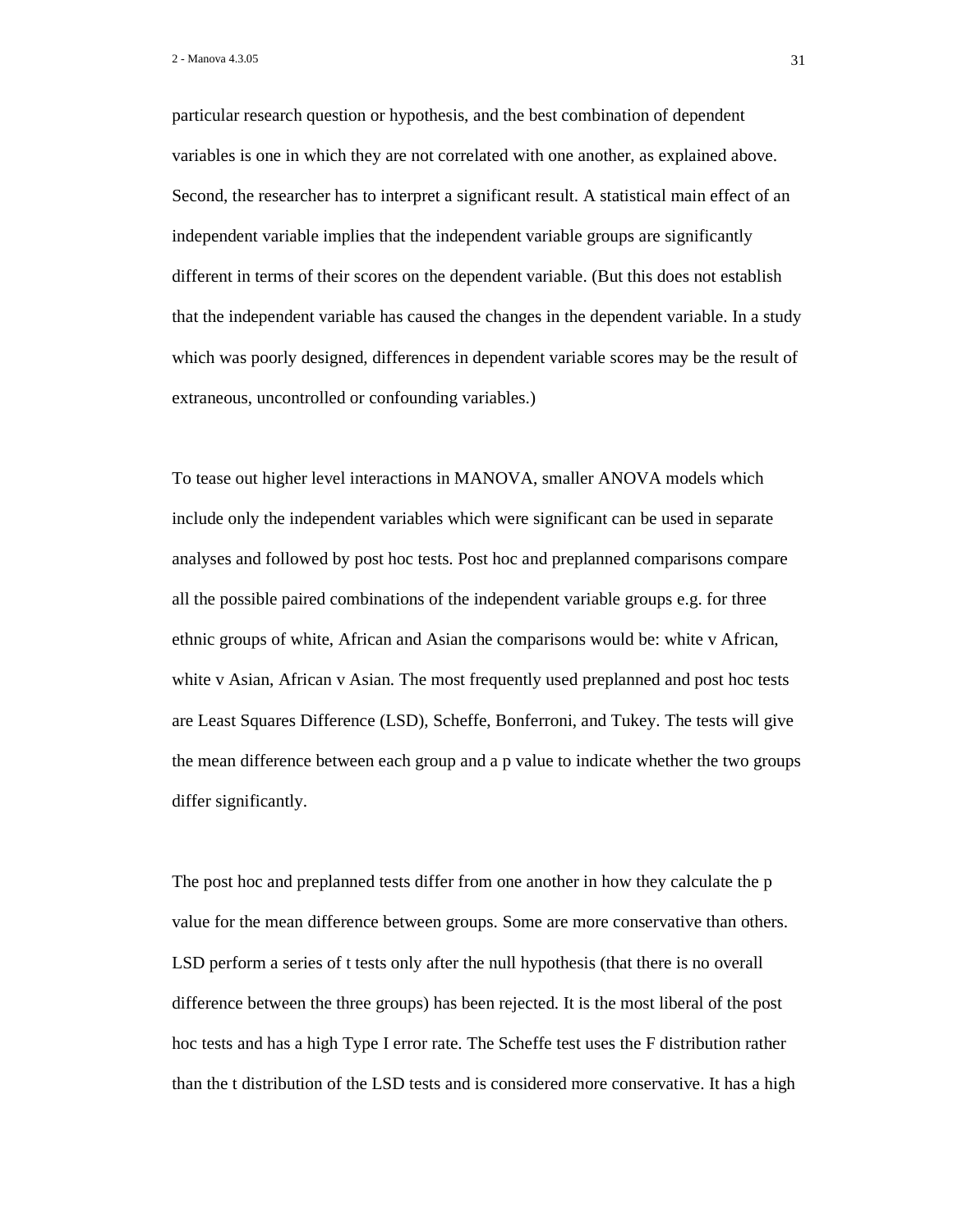particular research question or hypothesis, and the best combination of dependent variables is one in which they are not correlated with one another, as explained above. Second, the researcher has to interpret a significant result. A statistical main effect of an independent variable implies that the independent variable groups are significantly different in terms of their scores on the dependent variable. (But this does not establish that the independent variable has caused the changes in the dependent variable. In a study which was poorly designed, differences in dependent variable scores may be the result of extraneous, uncontrolled or confounding variables.)

To tease out higher level interactions in MANOVA, smaller ANOVA models which include only the independent variables which were significant can be used in separate analyses and followed by post hoc tests. Post hoc and preplanned comparisons compare all the possible paired combinations of the independent variable groups e.g. for three ethnic groups of white, African and Asian the comparisons would be: white v African, white v Asian, African v Asian. The most frequently used preplanned and post hoc tests are Least Squares Difference (LSD), Scheffe, Bonferroni, and Tukey. The tests will give the mean difference between each group and a p value to indicate whether the two groups differ significantly.

The post hoc and preplanned tests differ from one another in how they calculate the p value for the mean difference between groups. Some are more conservative than others. LSD perform a series of t tests only after the null hypothesis (that there is no overall difference between the three groups) has been rejected. It is the most liberal of the post hoc tests and has a high Type I error rate. The Scheffe test uses the F distribution rather than the t distribution of the LSD tests and is considered more conservative. It has a high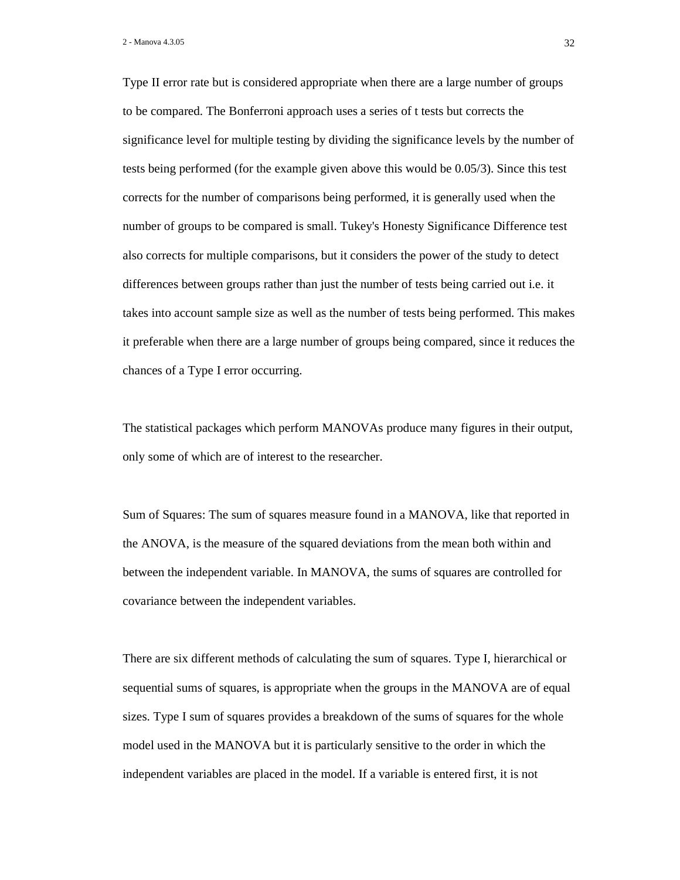Type II error rate but is considered appropriate when there are a large number of groups to be compared. The Bonferroni approach uses a series of t tests but corrects the significance level for multiple testing by dividing the significance levels by the number of tests being performed (for the example given above this would be 0.05/3). Since this test corrects for the number of comparisons being performed, it is generally used when the number of groups to be compared is small. Tukey's Honesty Significance Difference test also corrects for multiple comparisons, but it considers the power of the study to detect differences between groups rather than just the number of tests being carried out i.e. it takes into account sample size as well as the number of tests being performed. This makes it preferable when there are a large number of groups being compared, since it reduces the chances of a Type I error occurring.

The statistical packages which perform MANOVAs produce many figures in their output, only some of which are of interest to the researcher.

Sum of Squares: The sum of squares measure found in a MANOVA, like that reported in the ANOVA, is the measure of the squared deviations from the mean both within and between the independent variable. In MANOVA, the sums of squares are controlled for covariance between the independent variables.

There are six different methods of calculating the sum of squares. Type I, hierarchical or sequential sums of squares, is appropriate when the groups in the MANOVA are of equal sizes. Type I sum of squares provides a breakdown of the sums of squares for the whole model used in the MANOVA but it is particularly sensitive to the order in which the independent variables are placed in the model. If a variable is entered first, it is not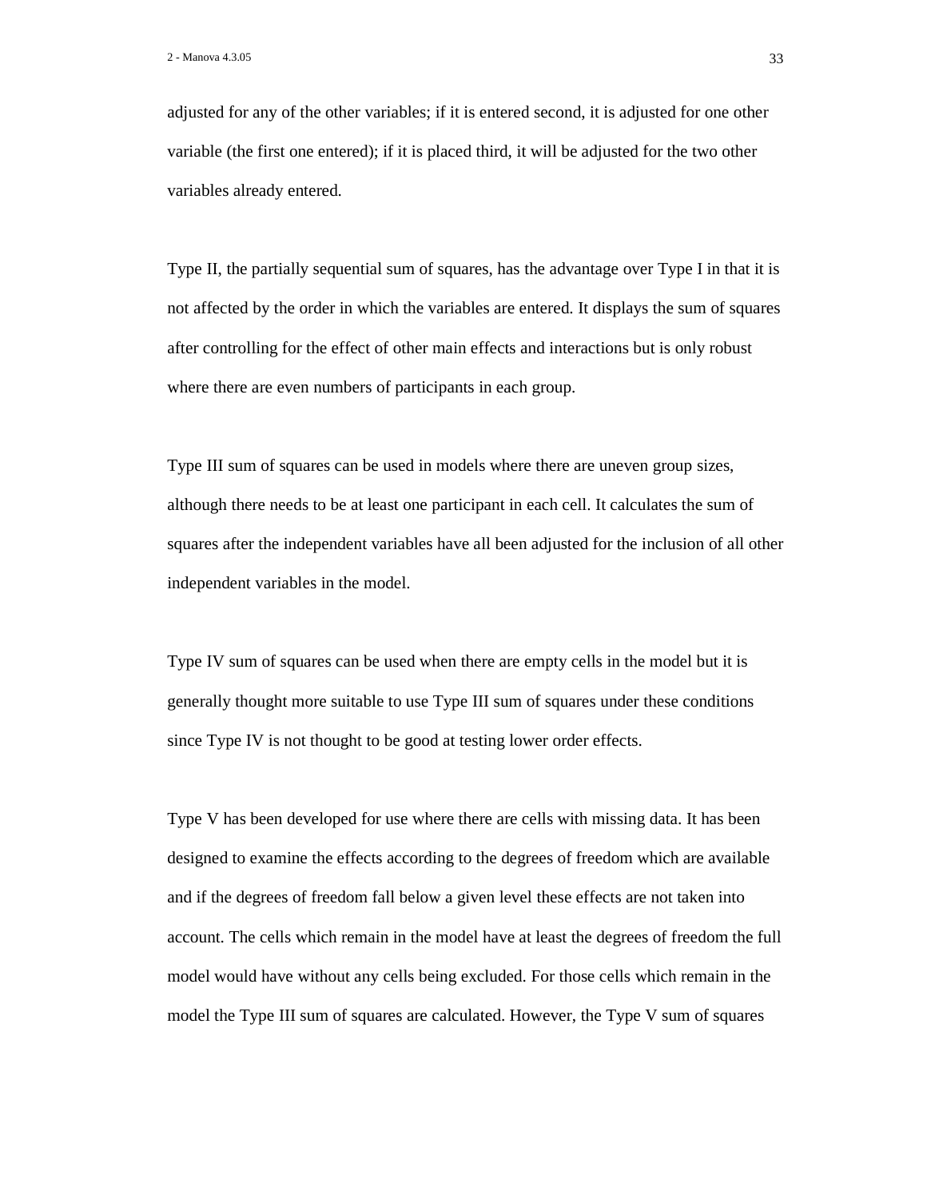adjusted for any of the other variables; if it is entered second, it is adjusted for one other variable (the first one entered); if it is placed third, it will be adjusted for the two other variables already entered.

Type II, the partially sequential sum of squares, has the advantage over Type I in that it is not affected by the order in which the variables are entered. It displays the sum of squares after controlling for the effect of other main effects and interactions but is only robust where there are even numbers of participants in each group.

Type III sum of squares can be used in models where there are uneven group sizes, although there needs to be at least one participant in each cell. It calculates the sum of squares after the independent variables have all been adjusted for the inclusion of all other independent variables in the model.

Type IV sum of squares can be used when there are empty cells in the model but it is generally thought more suitable to use Type III sum of squares under these conditions since Type IV is not thought to be good at testing lower order effects.

Type V has been developed for use where there are cells with missing data. It has been designed to examine the effects according to the degrees of freedom which are available and if the degrees of freedom fall below a given level these effects are not taken into account. The cells which remain in the model have at least the degrees of freedom the full model would have without any cells being excluded. For those cells which remain in the model the Type III sum of squares are calculated. However, the Type V sum of squares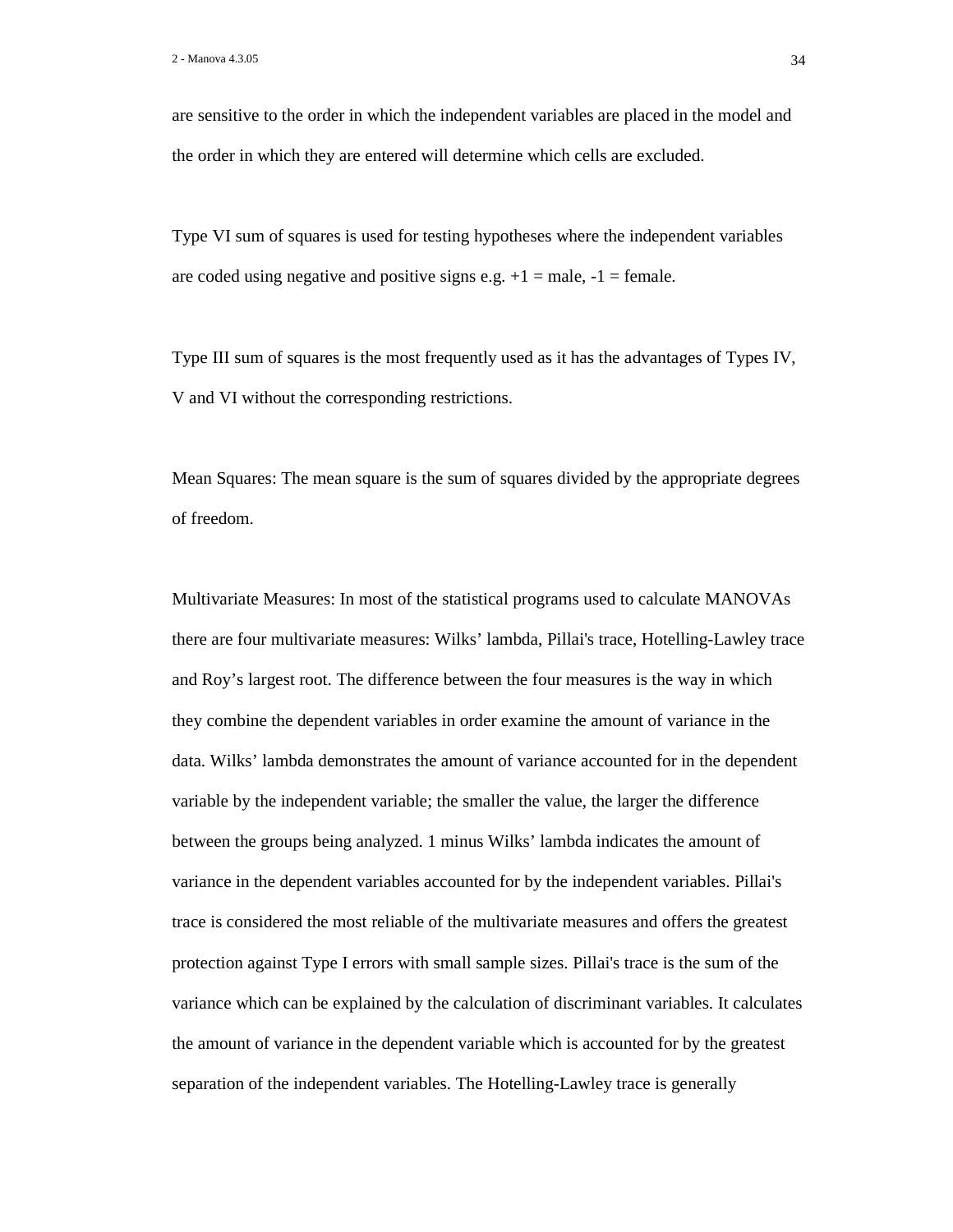are sensitive to the order in which the independent variables are placed in the model and the order in which they are entered will determine which cells are excluded.

Type VI sum of squares is used for testing hypotheses where the independent variables are coded using negative and positive signs e.g. +1 = male, -1 = female.

Type III sum of squares is the most frequently used as it has the advantages of Types IV, V and VI without the corresponding restrictions.

Mean Squares: The mean square is the sum of squares divided by the appropriate degrees of freedom.

Multivariate Measures: In most of the statistical programs used to calculate MANOVAs there are four multivariate measures: Wilks' lambda, Pillai's trace, Hotelling-Lawley trace and Roy's largest root. The difference between the four measures is the way in which they combine the dependent variables in order examine the amount of variance in the data. Wilks' lambda demonstrates the amount of variance accounted for in the dependent variable by the independent variable; the smaller the value, the larger the difference between the groups being analyzed. 1 minus Wilks' lambda indicates the amount of variance in the dependent variables accounted for by the independent variables. Pillai's trace is considered the most reliable of the multivariate measures and offers the greatest protection against Type I errors with small sample sizes. Pillai's trace is the sum of the variance which can be explained by the calculation of discriminant variables. It calculates the amount of variance in the dependent variable which is accounted for by the greatest separation of the independent variables. The Hotelling-Lawley trace is generally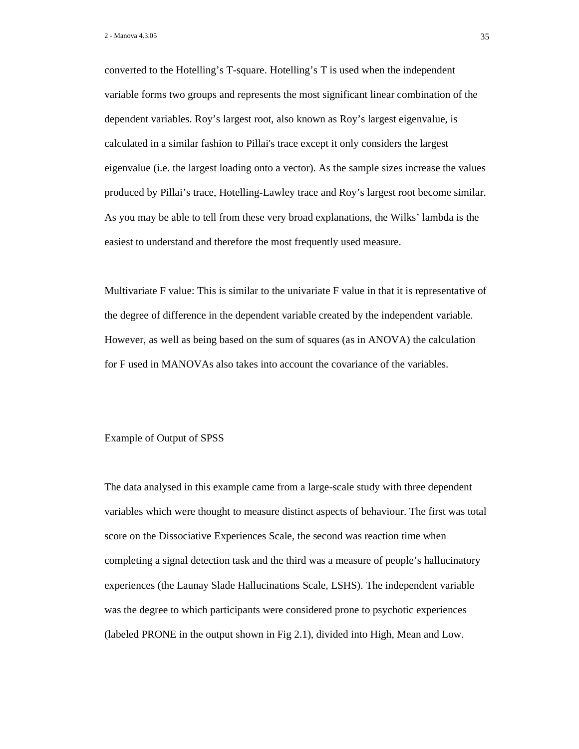converted to the Hotelling's T-square. Hotelling's T is used when the independent variable forms two groups and represents the most significant linear combination of the dependent variables. Roy's largest root, also known as Roy's largest eigenvalue, is calculated in a similar fashion to Pillai's trace except it only considers the largest eigenvalue (i.e. the largest loading onto a vector). As the sample sizes increase the values produced by Pillai's trace, Hotelling-Lawley trace and Roy's largest root become similar. As you may be able to tell from these very broad explanations, the Wilks' lambda is the easiest to understand and therefore the most frequently used measure.

Multivariate F value: This is similar to the univariate F value in that it is representative of the degree of difference in the dependent variable created by the independent variable. However, as well as being based on the sum of squares (as in ANOVA) the calculation for F used in MANOVAs also takes into account the covariance of the variables.

## Example of Output of SPSS

The data analysed in this example came from a large-scale study with three dependent variables which were thought to measure distinct aspects of behaviour. The first was total score on the Dissociative Experiences Scale, the second was reaction time when completing a signal detection task and the third was a measure of people's hallucinatory experiences (the Launay Slade Hallucinations Scale, LSHS). The independent variable was the degree to which participants were considered prone to psychotic experiences (labeled PRONE in the output shown in Fig 2.1), divided into High, Mean and Low.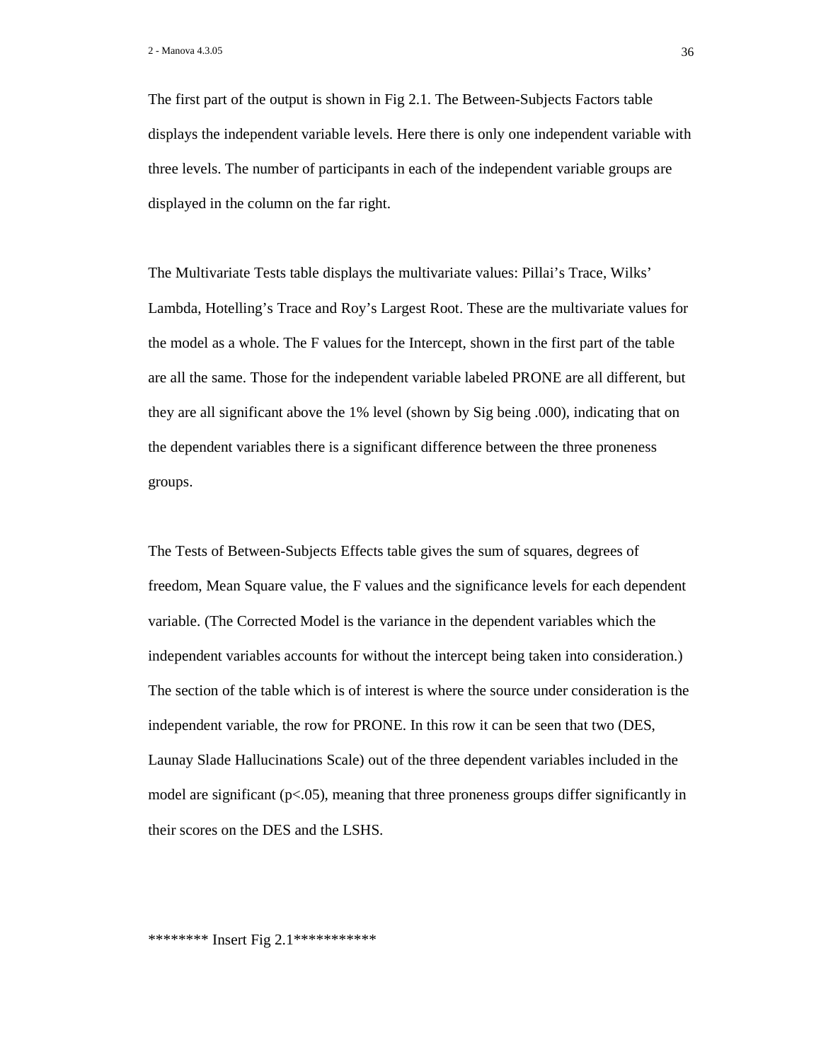The first part of the output is shown in Fig 2.1. The Between-Subjects Factors table displays the independent variable levels. Here there is only one independent variable with three levels. The number of participants in each of the independent variable groups are displayed in the column on the far right.

The Multivariate Tests table displays the multivariate values: Pillai's Trace, Wilks' Lambda, Hotelling's Trace and Roy's Largest Root. These are the multivariate values for the model as a whole. The F values for the Intercept, shown in the first part of the table are all the same. Those for the independent variable labeled PRONE are all different, but they are all significant above the 1% level (shown by Sig being .000), indicating that on the dependent variables there is a significant difference between the three proneness groups.

The Tests of Between-Subjects Effects table gives the sum of squares, degrees of freedom, Mean Square value, the F values and the significance levels for each dependent variable. (The Corrected Model is the variance in the dependent variables which the independent variables accounts for without the intercept being taken into consideration.) The section of the table which is of interest is where the source under consideration is the independent variable, the row for PRONE. In this row it can be seen that two (DES, Launay Slade Hallucinations Scale) out of the three dependent variables included in the model are significant ($p<.05$), meaning that three proneness groups differ significantly in their scores on the DES and the LSHS.

******** Insert Fig 2.1***********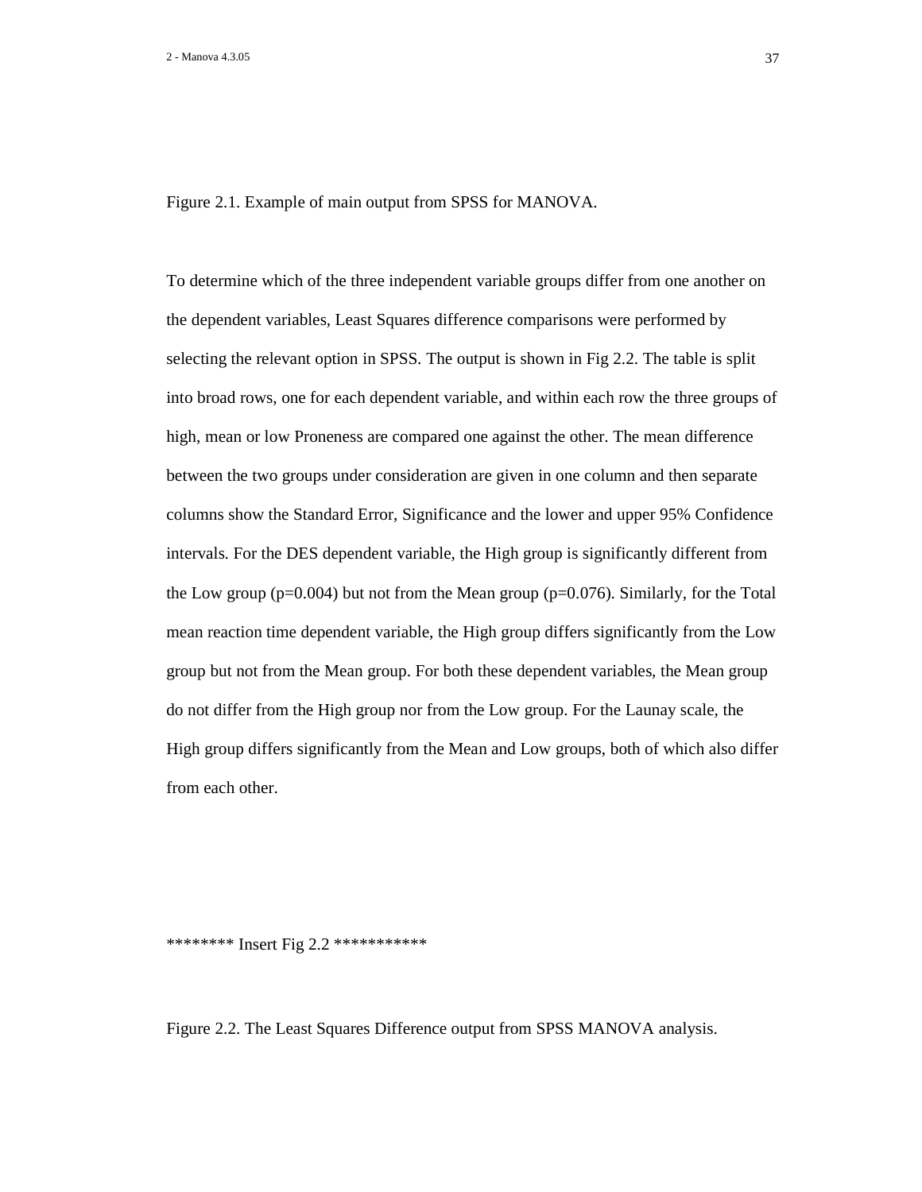Figure 2.1. Example of main output from SPSS for MANOVA.

To determine which of the three independent variable groups differ from one another on the dependent variables, Least Squares difference comparisons were performed by selecting the relevant option in SPSS. The output is shown in Fig 2.2. The table is split into broad rows, one for each dependent variable, and within each row the three groups of high, mean or low Proneness are compared one against the other. The mean difference between the two groups under consideration are given in one column and then separate columns show the Standard Error, Significance and the lower and upper 95% Confidence intervals. For the DES dependent variable, the High group is significantly different from the Low group (p=0.004) but not from the Mean group (p=0.076). Similarly, for the Total mean reaction time dependent variable, the High group differs significantly from the Low group but not from the Mean group. For both these dependent variables, the Mean group do not differ from the High group nor from the Low group. For the Launay scale, the High group differs significantly from the Mean and Low groups, both of which also differ from each other.

******** Insert Fig 2.2 ***********

Figure 2.2. The Least Squares Difference output from SPSS MANOVA analysis.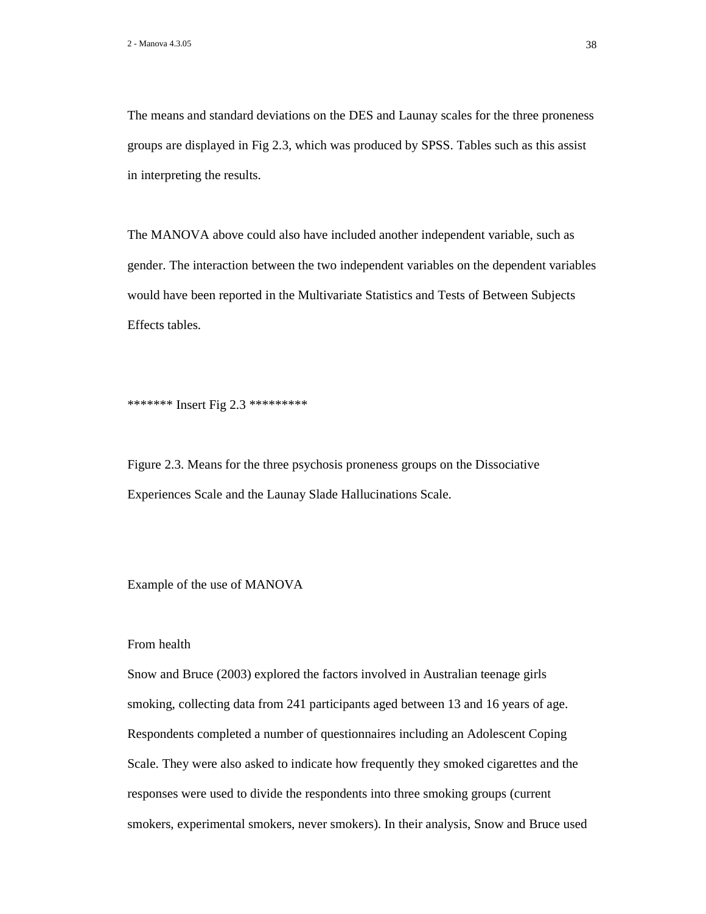The means and standard deviations on the DES and Launay scales for the three proneness groups are displayed in Fig 2.3, which was produced by SPSS. Tables such as this assist in interpreting the results.

The MANOVA above could also have included another independent variable, such as gender. The interaction between the two independent variables on the dependent variables would have been reported in the Multivariate Statistics and Tests of Between Subjects Effects tables.

******* Insert Fig 2.3 *********

Figure 2.3. Means for the three psychosis proneness groups on the Dissociative Experiences Scale and the Launay Slade Hallucinations Scale.

Example of the use of MANOVA

From health

Snow and Bruce (2003) explored the factors involved in Australian teenage girls smoking, collecting data from 241 participants aged between 13 and 16 years of age. Respondents completed a number of questionnaires including an Adolescent Coping Scale. They were also asked to indicate how frequently they smoked cigarettes and the responses were used to divide the respondents into three smoking groups (current smokers, experimental smokers, never smokers). In their analysis, Snow and Bruce used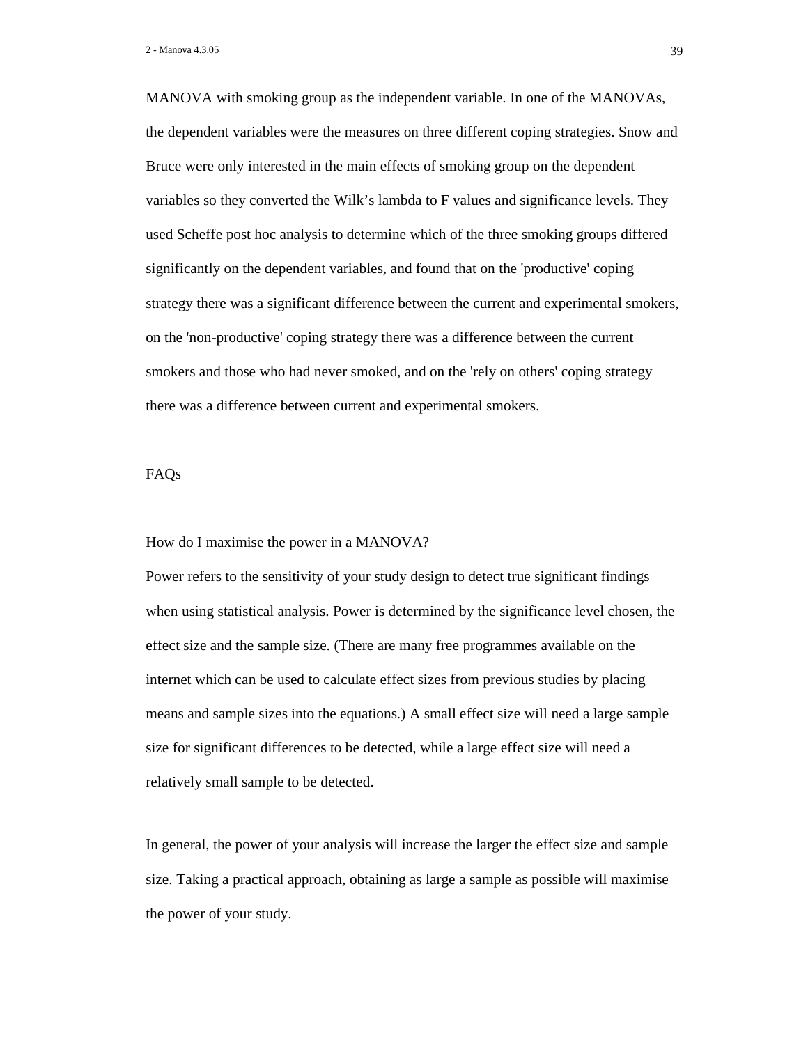MANOVA with smoking group as the independent variable. In one of the MANOVAs, the dependent variables were the measures on three different coping strategies. Snow and Bruce were only interested in the main effects of smoking group on the dependent variables so they converted the Wilk's lambda to F values and significance levels. They used Scheffe post hoc analysis to determine which of the three smoking groups differed significantly on the dependent variables, and found that on the 'productive' coping strategy there was a significant difference between the current and experimental smokers, on the 'non-productive' coping strategy there was a difference between the current smokers and those who had never smoked, and on the 'rely on others' coping strategy there was a difference between current and experimental smokers.

## FAQs

### How do I maximise the power in a MANOVA?

Power refers to the sensitivity of your study design to detect true significant findings when using statistical analysis. Power is determined by the significance level chosen, the effect size and the sample size. (There are many free programmes available on the internet which can be used to calculate effect sizes from previous studies by placing means and sample sizes into the equations.) A small effect size will need a large sample size for significant differences to be detected, while a large effect size will need a relatively small sample to be detected.

In general, the power of your analysis will increase the larger the effect size and sample size. Taking a practical approach, obtaining as large a sample as possible will maximise the power of your study.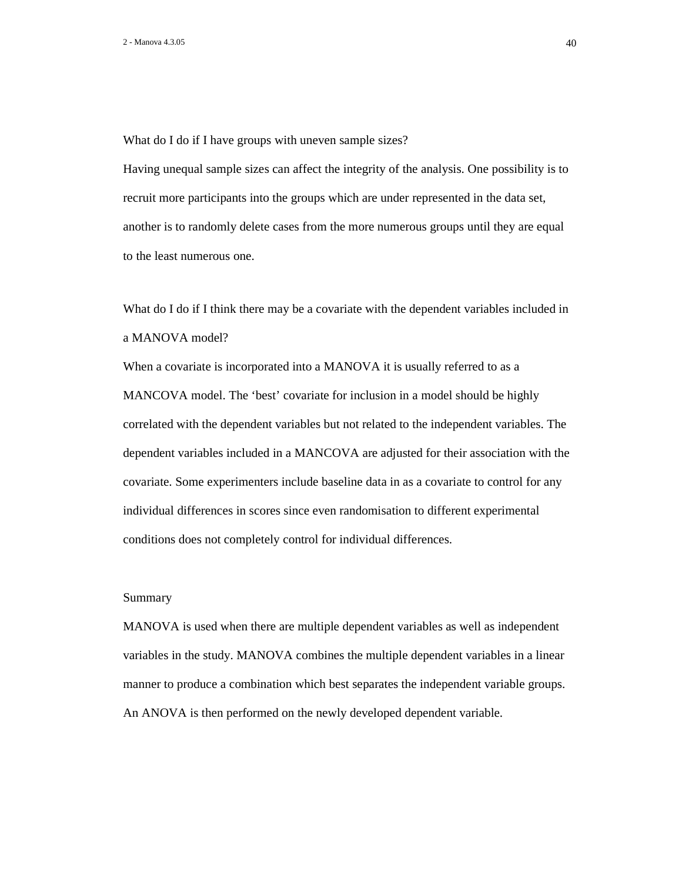What do I do if I have groups with uneven sample sizes?

Having unequal sample sizes can affect the integrity of the analysis. One possibility is to recruit more participants into the groups which are under represented in the data set, another is to randomly delete cases from the more numerous groups until they are equal to the least numerous one.

What do I do if I think there may be a covariate with the dependent variables included in a MANOVA model?

When a covariate is incorporated into a MANOVA it is usually referred to as a MANCOVA model. The 'best' covariate for inclusion in a model should be highly correlated with the dependent variables but not related to the independent variables. The dependent variables included in a MANCOVA are adjusted for their association with the covariate. Some experimenters include baseline data in as a covariate to control for any individual differences in scores since even randomisation to different experimental conditions does not completely control for individual differences.

## Summary

MANOVA is used when there are multiple dependent variables as well as independent variables in the study. MANOVA combines the multiple dependent variables in a linear manner to produce a combination which best separates the independent variable groups. An ANOVA is then performed on the newly developed dependent variable.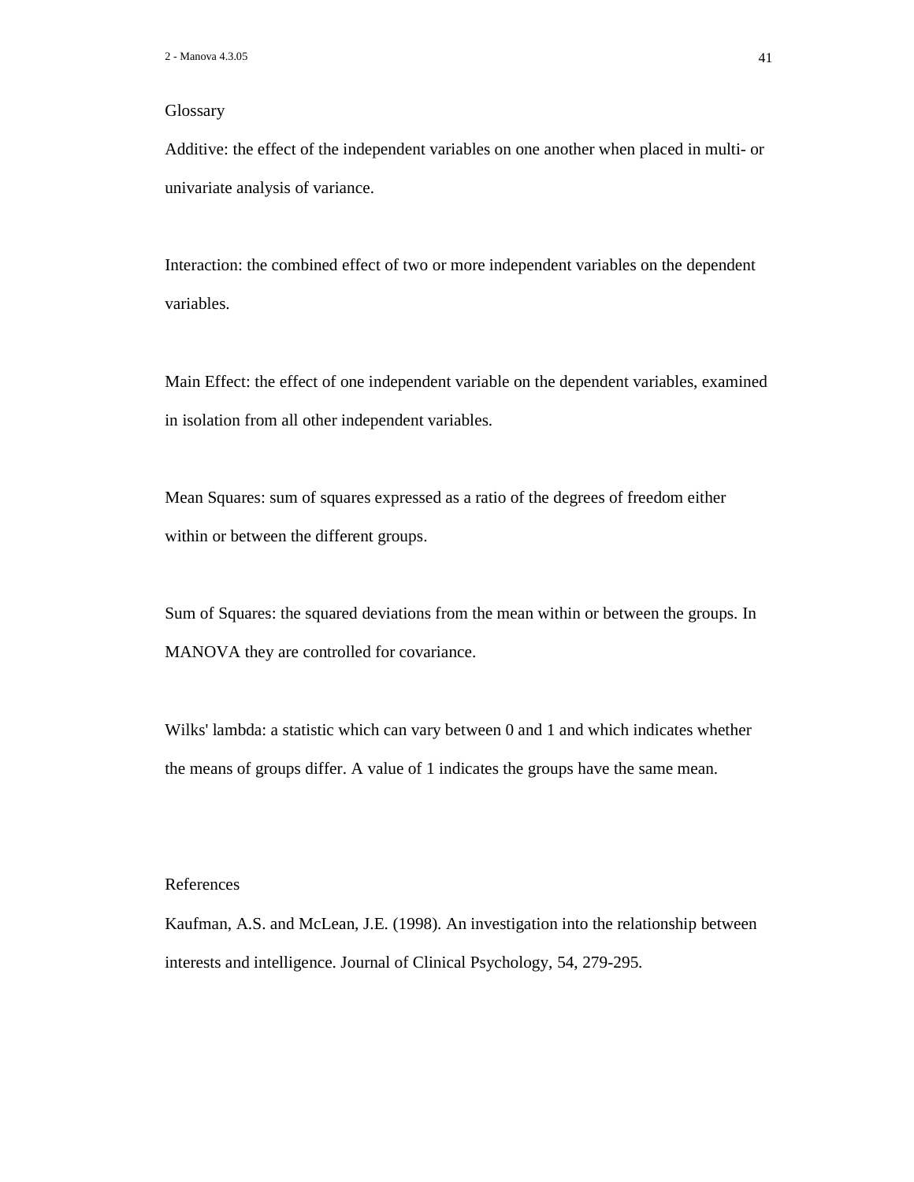## Glossary

Additive: the effect of the independent variables on one another when placed in multi- or univariate analysis of variance.

Interaction: the combined effect of two or more independent variables on the dependent variables.

Main Effect: the effect of one independent variable on the dependent variables, examined in isolation from all other independent variables.

Mean Squares: sum of squares expressed as a ratio of the degrees of freedom either within or between the different groups.

Sum of Squares: the squared deviations from the mean within or between the groups. In MANOVA they are controlled for covariance.

Wilks' lambda: a statistic which can vary between 0 and 1 and which indicates whether the means of groups differ. A value of 1 indicates the groups have the same mean.

## References

Kaufman, A.S. and McLean, J.E. (1998). An investigation into the relationship between interests and intelligence. Journal of Clinical Psychology, 54, 279-295.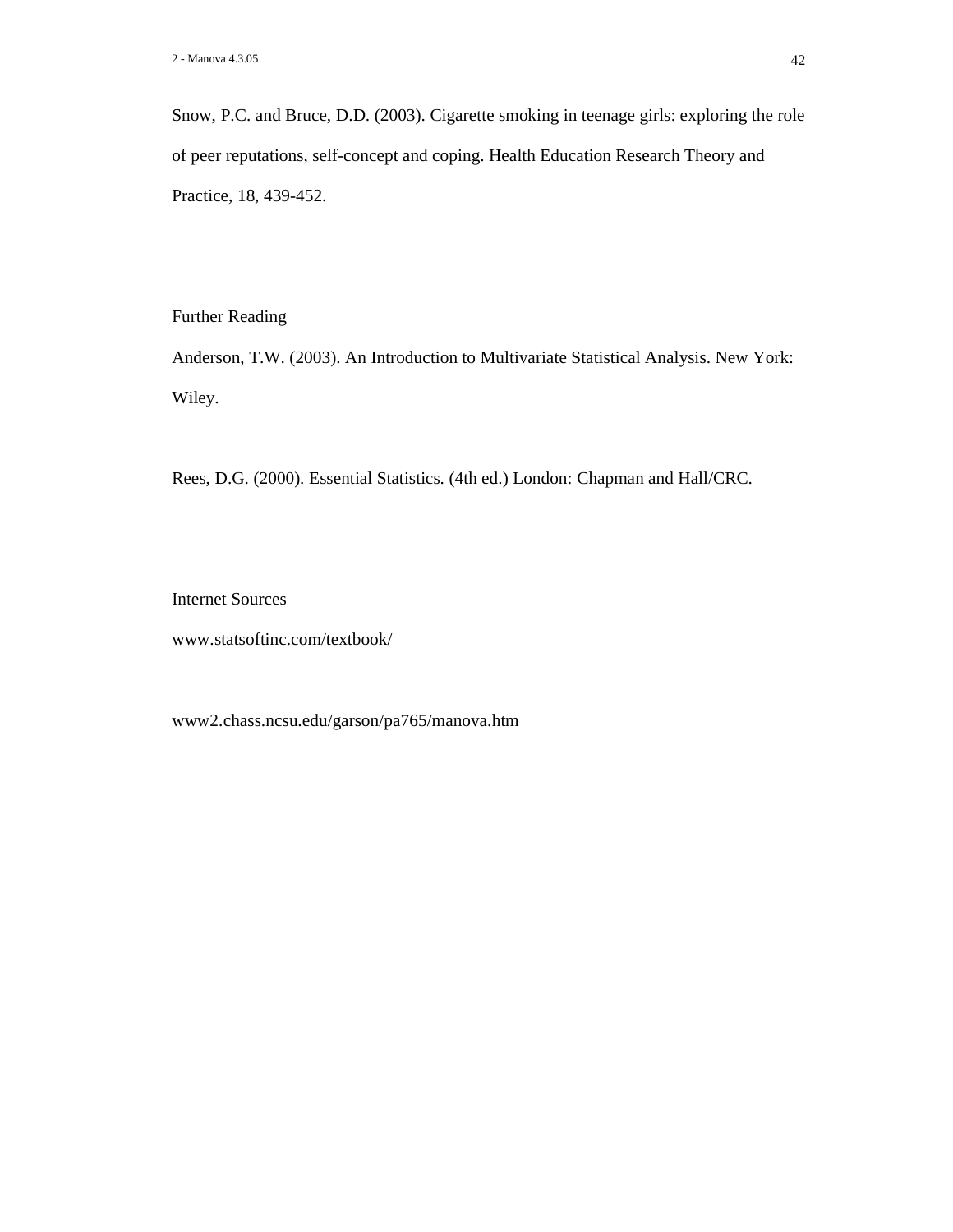Snow, P.C. and Bruce, D.D. (2003). Cigarette smoking in teenage girls: exploring the role of peer reputations, self-concept and coping. Health Education Research Theory and Practice, 18, 439-452.

## Further Reading

Anderson, T.W. (2003). An Introduction to Multivariate Statistical Analysis. New York: Wiley.

Rees, D.G. (2000). Essential Statistics. (4th ed.) London: Chapman and Hall/CRC.

## Internet Sources

www.statsoftinc.com/textbook/

www2.chass.ncsu.edu/garson/pa765/manova.htm